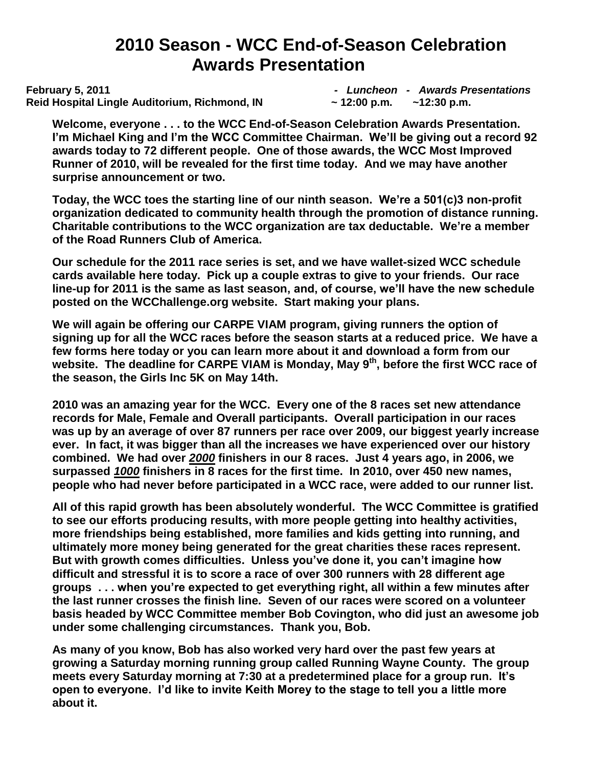# 2010 Season - WCC End-of-Season Celebration Awards Presentation

**February 5, 2011** — *- Luncheon - Awards Presentations*
**Reid Hospital Lingle Auditorium, Richmond, IN** — **~ 12:00 p.m. ~12:30 p.m.**

**Welcome, everyone . . . to the WCC End-of-Season Celebration Awards Presentation. I'm Michael King and I'm the WCC Committee Chairman. We'll be giving out a record 92 awards today to 72 different people. One of those awards, the WCC Most Improved Runner of 2010, will be revealed for the first time today. And we may have another surprise announcement or two.**

**Today, the WCC toes the starting line of our ninth season. We're a 501(c)3 non-profit organization dedicated to community health through the promotion of distance running. Charitable contributions to the WCC organization are tax deductable. We're a member of the Road Runners Club of America.**

**Our schedule for the 2011 race series is set, and we have wallet-sized WCC schedule cards available here today. Pick up a couple extras to give to your friends. Our race line-up for 2011 is the same as last season, and, of course, we'll have the new schedule posted on the WCChallenge.org website. Start making your plans.**

**We will again be offering our CARPE VIAM program, giving runners the option of signing up for all the WCC races before the season starts at a reduced price. We have a few forms here today or you can learn more about it and download a form from our website. The deadline for CARPE VIAM is Monday, May 9th, before the first WCC race of the season, the Girls Inc 5K on May 14th.**

**2010 was an amazing year for the WCC. Every one of the 8 races set new attendance records for Male, Female and Overall participants. Overall participation in our races was up by an average of over 87 runners per race over 2009, our biggest yearly increase ever. In fact, it was bigger than all the increases we have experienced over our history combined. We had over *2000* finishers in our 8 races. Just 4 years ago, in 2006, we surpassed *1000* finishers in 8 races for the first time. In 2010, over 450 new names, people who had never before participated in a WCC race, were added to our runner list.**

**All of this rapid growth has been absolutely wonderful. The WCC Committee is gratified to see our efforts producing results, with more people getting into healthy activities, more friendships being established, more families and kids getting into running, and ultimately more money being generated for the great charities these races represent. But with growth comes difficulties. Unless you've done it, you can't imagine how difficult and stressful it is to score a race of over 300 runners with 28 different age groups . . . when you're expected to get everything right, all within a few minutes after the last runner crosses the finish line. Seven of our races were scored on a volunteer basis headed by WCC Committee member Bob Covington, who did just an awesome job under some challenging circumstances. Thank you, Bob.**

**As many of you know, Bob has also worked very hard over the past few years at growing a Saturday morning running group called Running Wayne County. The group meets every Saturday morning at 7:30 at a predetermined place for a group run. It's open to everyone. I'd like to invite Keith Morey to the stage to tell you a little more about it.**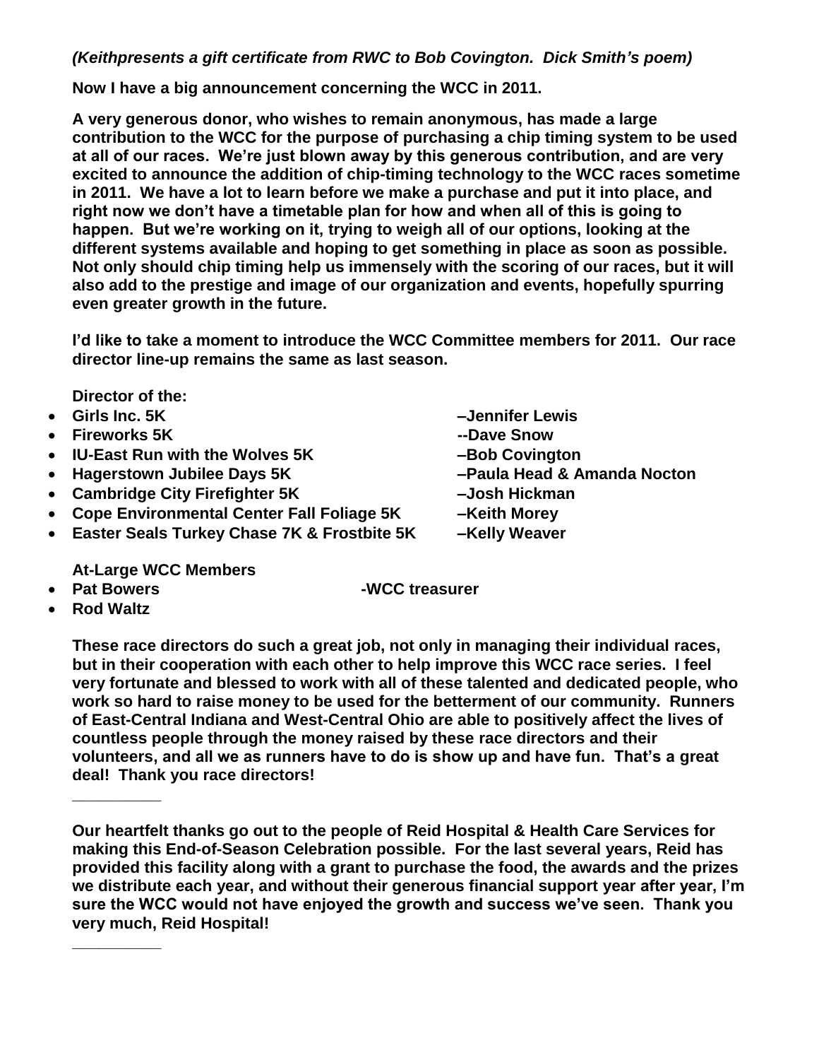***(Keithpresents a gift certificate from RWC to Bob Covington. Dick Smith's poem)***

**Now I have a big announcement concerning the WCC in 2011.**

**A very generous donor, who wishes to remain anonymous, has made a large contribution to the WCC for the purpose of purchasing a chip timing system to be used at all of our races. We're just blown away by this generous contribution, and are very excited to announce the addition of chip-timing technology to the WCC races sometime in 2011. We have a lot to learn before we make a purchase and put it into place, and right now we don't have a timetable plan for how and when all of this is going to happen. But we're working on it, trying to weigh all of our options, looking at the different systems available and hoping to get something in place as soon as possible. Not only should chip timing help us immensely with the scoring of our races, but it will also add to the prestige and image of our organization and events, hopefully spurring even greater growth in the future.**

**I'd like to take a moment to introduce the WCC Committee members for 2011. Our race director line-up remains the same as last season.**

**Director of the:**

- **Girls Inc. 5K –Jennifer Lewis**
- **Fireworks 5K --Dave Snow**
- **IU-East Run with the Wolves 5K –Bob Covington**
- **Hagerstown Jubilee Days 5K –Paula Head & Amanda Nocton**
- **Cambridge City Firefighter 5K –Josh Hickman**
- **Cope Environmental Center Fall Foliage 5K –Keith Morey**
- **Easter Seals Turkey Chase 7K & Frostbite 5K –Kelly Weaver**

**At-Large WCC Members**

- **Pat Bowers -WCC treasurer**
- **Rod Waltz**

**These race directors do such a great job, not only in managing their individual races, but in their cooperation with each other to help improve this WCC race series. I feel very fortunate and blessed to work with all of these talented and dedicated people, who work so hard to raise money to be used for the betterment of our community. Runners of East-Central Indiana and West-Central Ohio are able to positively affect the lives of countless people through the money raised by these race directors and their volunteers, and all we as runners have to do is show up and have fun. That's a great deal! Thank you race directors!**

---

**Our heartfelt thanks go out to the people of Reid Hospital & Health Care Services for making this End-of-Season Celebration possible. For the last several years, Reid has provided this facility along with a grant to purchase the food, the awards and the prizes we distribute each year, and without their generous financial support year after year, I'm sure the WCC would not have enjoyed the growth and success we've seen. Thank you very much, Reid Hospital!**

---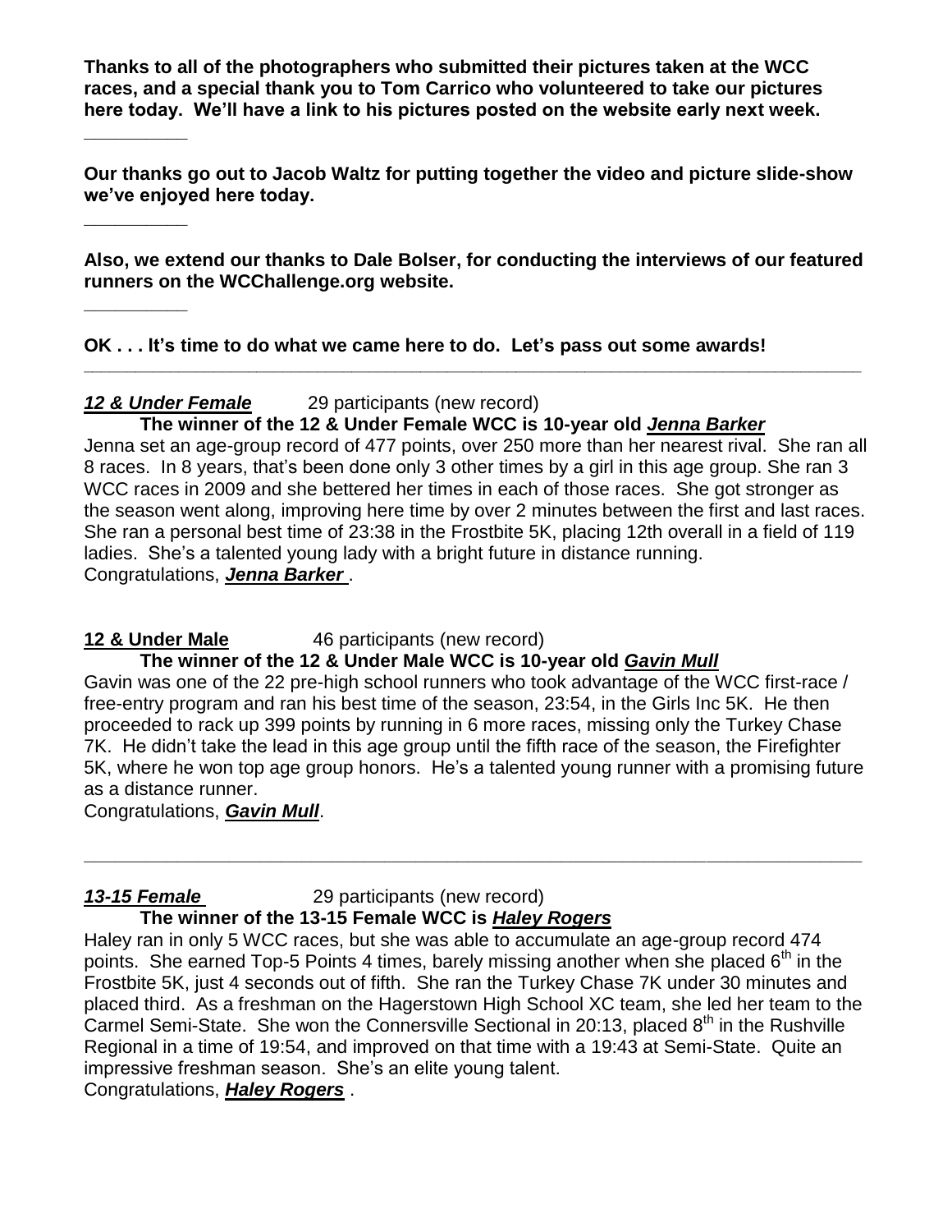**Thanks to all of the photographers who submitted their pictures taken at the WCC races, and a special thank you to Tom Carrico who volunteered to take our pictures here today. We'll have a link to his pictures posted on the website early next week.**

---

**Our thanks go out to Jacob Waltz for putting together the video and picture slide-show we've enjoyed here today.**

---

**Also, we extend our thanks to Dale Bolser, for conducting the interviews of our featured runners on the WCChallenge.org website.**

---

**OK . . . It's time to do what we came here to do. Let's pass out some awards!**

---

***12 & Under Female*** 29 participants (new record)

**The winner of the 12 & Under Female WCC is 10-year old *Jenna Barker***

Jenna set an age-group record of 477 points, over 250 more than her nearest rival. She ran all 8 races. In 8 years, that's been done only 3 other times by a girl in this age group. She ran 3 WCC races in 2009 and she bettered her times in each of those races. She got stronger as the season went along, improving here time by over 2 minutes between the first and last races. She ran a personal best time of 23:38 in the Frostbite 5K, placing 12th overall in a field of 119 ladies. She's a talented young lady with a bright future in distance running.
Congratulations, ***Jenna Barker*** .

**12 & Under Male** 46 participants (new record)

**The winner of the 12 & Under Male WCC is 10-year old *Gavin Mull***

Gavin was one of the 22 pre-high school runners who took advantage of the WCC first-race / free-entry program and ran his best time of the season, 23:54, in the Girls Inc 5K. He then proceeded to rack up 399 points by running in 6 more races, missing only the Turkey Chase 7K. He didn't take the lead in this age group until the fifth race of the season, the Firefighter 5K, where he won top age group honors. He's a talented young runner with a promising future as a distance runner.
Congratulations, ***Gavin Mull***.

---

***13-15 Female*** 29 participants (new record)

**The winner of the 13-15 Female WCC is *Haley Rogers***

Haley ran in only 5 WCC races, but she was able to accumulate an age-group record 474 points. She earned Top-5 Points 4 times, barely missing another when she placed 6th in the Frostbite 5K, just 4 seconds out of fifth. She ran the Turkey Chase 7K under 30 minutes and placed third. As a freshman on the Hagerstown High School XC team, she led her team to the Carmel Semi-State. She won the Connersville Sectional in 20:13, placed 8th in the Rushville Regional in a time of 19:54, and improved on that time with a 19:43 at Semi-State. Quite an impressive freshman season. She's an elite young talent.
Congratulations, ***Haley Rogers*** .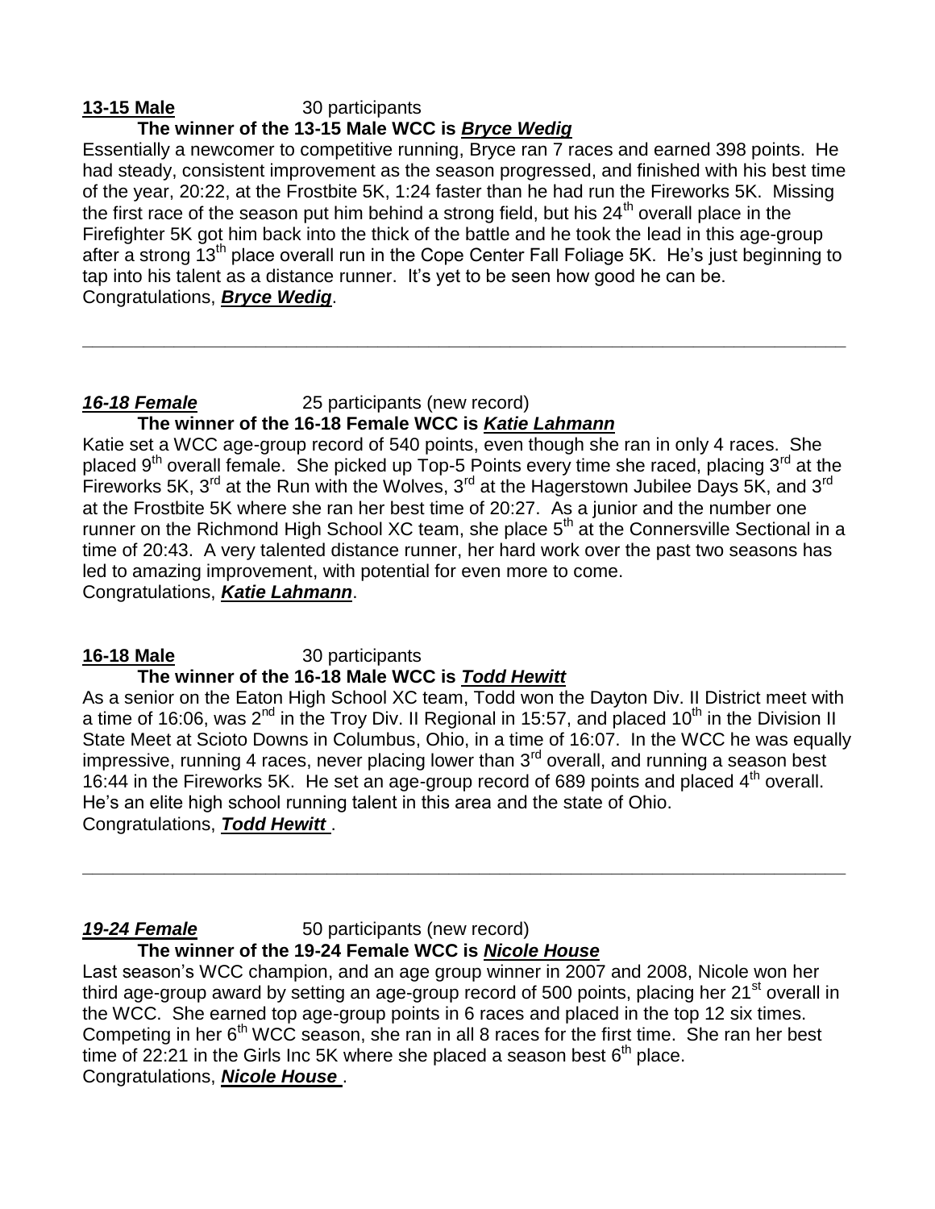**13-15 Male** 30 participants

**The winner of the 13-15 Male WCC is *Bryce Wedig***

Essentially a newcomer to competitive running, Bryce ran 7 races and earned 398 points. He had steady, consistent improvement as the season progressed, and finished with his best time of the year, 20:22, at the Frostbite 5K, 1:24 faster than he had run the Fireworks 5K. Missing the first race of the season put him behind a strong field, but his 24th overall place in the Firefighter 5K got him back into the thick of the battle and he took the lead in this age-group after a strong 13th place overall run in the Cope Center Fall Foliage 5K. He's just beginning to tap into his talent as a distance runner. It's yet to be seen how good he can be.
Congratulations, ***Bryce Wedig***.

---

***16-18 Female*** 25 participants (new record)

**The winner of the 16-18 Female WCC is *Katie Lahmann***

Katie set a WCC age-group record of 540 points, even though she ran in only 4 races. She placed 9th overall female. She picked up Top-5 Points every time she raced, placing 3rd at the Fireworks 5K, 3rd at the Run with the Wolves, 3rd at the Hagerstown Jubilee Days 5K, and 3rd at the Frostbite 5K where she ran her best time of 20:27. As a junior and the number one runner on the Richmond High School XC team, she place 5th at the Connersville Sectional in a time of 20:43. A very talented distance runner, her hard work over the past two seasons has led to amazing improvement, with potential for even more to come.
Congratulations, ***Katie Lahmann***.

**16-18 Male** 30 participants

**The winner of the 16-18 Male WCC is *Todd Hewitt***

As a senior on the Eaton High School XC team, Todd won the Dayton Div. II District meet with a time of 16:06, was 2nd in the Troy Div. II Regional in 15:57, and placed 10th in the Division II State Meet at Scioto Downs in Columbus, Ohio, in a time of 16:07. In the WCC he was equally impressive, running 4 races, never placing lower than 3rd overall, and running a season best 16:44 in the Fireworks 5K. He set an age-group record of 689 points and placed 4th overall. He's an elite high school running talent in this area and the state of Ohio.
Congratulations, ***Todd Hewitt*** .

---

***19-24 Female*** 50 participants (new record)

**The winner of the 19-24 Female WCC is *Nicole House***

Last season's WCC champion, and an age group winner in 2007 and 2008, Nicole won her third age-group award by setting an age-group record of 500 points, placing her 21st overall in the WCC. She earned top age-group points in 6 races and placed in the top 12 six times. Competing in her 6th WCC season, she ran in all 8 races for the first time. She ran her best time of 22:21 in the Girls Inc 5K where she placed a season best 6th place.
Congratulations, ***Nicole House*** .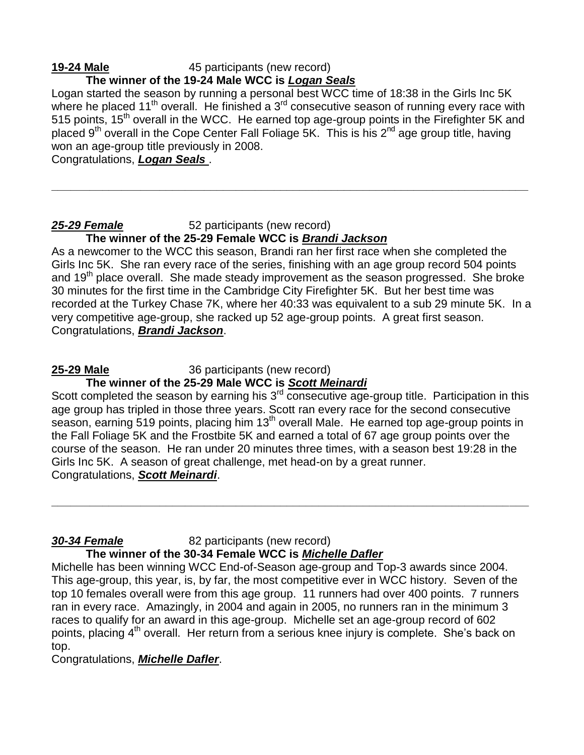**19-24 Male** 45 participants (new record)

**The winner of the 19-24 Male WCC is *Logan Seals***

Logan started the season by running a personal best WCC time of 18:38 in the Girls Inc 5K where he placed 11th overall. He finished a 3rd consecutive season of running every race with 515 points, 15th overall in the WCC. He earned top age-group points in the Firefighter 5K and placed 9th overall in the Cope Center Fall Foliage 5K. This is his 2nd age group title, having won an age-group title previously in 2008.

Congratulations, ***Logan Seals*** .

---

***25-29 Female*** 52 participants (new record)

**The winner of the 25-29 Female WCC is *Brandi Jackson***

As a newcomer to the WCC this season, Brandi ran her first race when she completed the Girls Inc 5K. She ran every race of the series, finishing with an age group record 504 points and 19th place overall. She made steady improvement as the season progressed. She broke 30 minutes for the first time in the Cambridge City Firefighter 5K. But her best time was recorded at the Turkey Chase 7K, where her 40:33 was equivalent to a sub 29 minute 5K. In a very competitive age-group, she racked up 52 age-group points. A great first season.

Congratulations, ***Brandi Jackson***.

**25-29 Male** 36 participants (new record)

**The winner of the 25-29 Male WCC is *Scott Meinardi***

Scott completed the season by earning his 3rd consecutive age-group title. Participation in this age group has tripled in those three years. Scott ran every race for the second consecutive season, earning 519 points, placing him 13th overall Male. He earned top age-group points in the Fall Foliage 5K and the Frostbite 5K and earned a total of 67 age group points over the course of the season. He ran under 20 minutes three times, with a season best 19:28 in the Girls Inc 5K. A season of great challenge, met head-on by a great runner.

Congratulations, ***Scott Meinardi***.

---

***30-34 Female*** 82 participants (new record)

**The winner of the 30-34 Female WCC is *Michelle Dafler***

Michelle has been winning WCC End-of-Season age-group and Top-3 awards since 2004. This age-group, this year, is, by far, the most competitive ever in WCC history. Seven of the top 10 females overall were from this age group. 11 runners had over 400 points. 7 runners ran in every race. Amazingly, in 2004 and again in 2005, no runners ran in the minimum 3 races to qualify for an award in this age-group. Michelle set an age-group record of 602 points, placing 4th overall. Her return from a serious knee injury is complete. She's back on top.

Congratulations, ***Michelle Dafler***.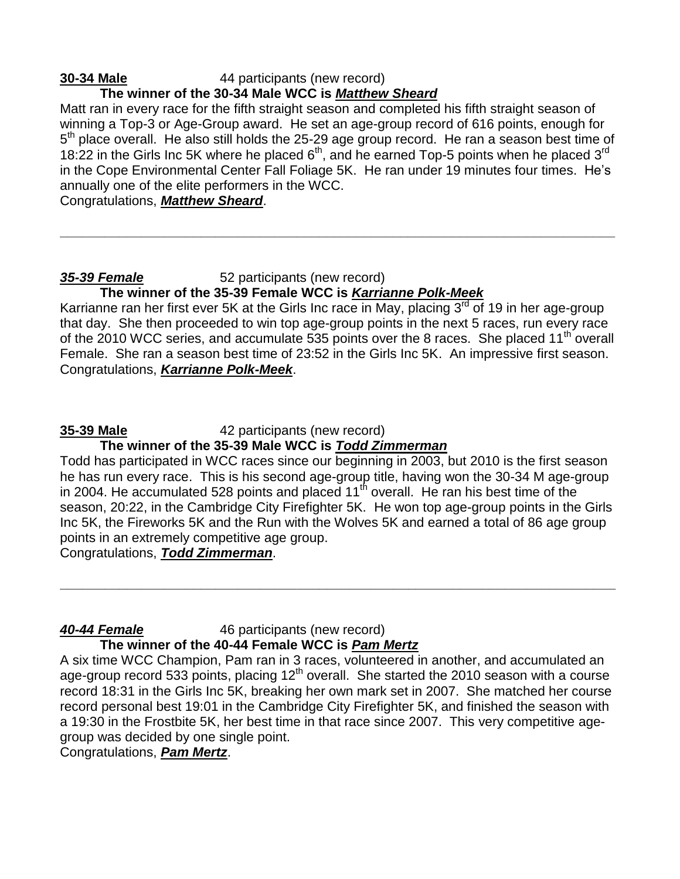**30-34 Male** 44 participants (new record)

**The winner of the 30-34 Male WCC is *Matthew Sheard***

Matt ran in every race for the fifth straight season and completed his fifth straight season of winning a Top-3 or Age-Group award. He set an age-group record of 616 points, enough for 5th place overall. He also still holds the 25-29 age group record. He ran a season best time of 18:22 in the Girls Inc 5K where he placed 6th, and he earned Top-5 points when he placed 3rd in the Cope Environmental Center Fall Foliage 5K. He ran under 19 minutes four times. He's annually one of the elite performers in the WCC.

Congratulations, ***Matthew Sheard***.

---

***35-39 Female*** 52 participants (new record)

**The winner of the 35-39 Female WCC is *Karrianne Polk-Meek***

Karrianne ran her first ever 5K at the Girls Inc race in May, placing 3rd of 19 in her age-group that day. She then proceeded to win top age-group points in the next 5 races, run every race of the 2010 WCC series, and accumulate 535 points over the 8 races. She placed 11th overall Female. She ran a season best time of 23:52 in the Girls Inc 5K. An impressive first season.

Congratulations, ***Karrianne Polk-Meek***.

**35-39 Male** 42 participants (new record)

**The winner of the 35-39 Male WCC is *Todd Zimmerman***

Todd has participated in WCC races since our beginning in 2003, but 2010 is the first season he has run every race. This is his second age-group title, having won the 30-34 M age-group in 2004. He accumulated 528 points and placed 11th overall. He ran his best time of the season, 20:22, in the Cambridge City Firefighter 5K. He won top age-group points in the Girls Inc 5K, the Fireworks 5K and the Run with the Wolves 5K and earned a total of 86 age group points in an extremely competitive age group.

Congratulations, ***Todd Zimmerman***.

---

***40-44 Female*** 46 participants (new record)

**The winner of the 40-44 Female WCC is *Pam Mertz***

A six time WCC Champion, Pam ran in 3 races, volunteered in another, and accumulated an age-group record 533 points, placing 12th overall. She started the 2010 season with a course record 18:31 in the Girls Inc 5K, breaking her own mark set in 2007. She matched her course record personal best 19:01 in the Cambridge City Firefighter 5K, and finished the season with a 19:30 in the Frostbite 5K, her best time in that race since 2007. This very competitive age-group was decided by one single point.

Congratulations, ***Pam Mertz***.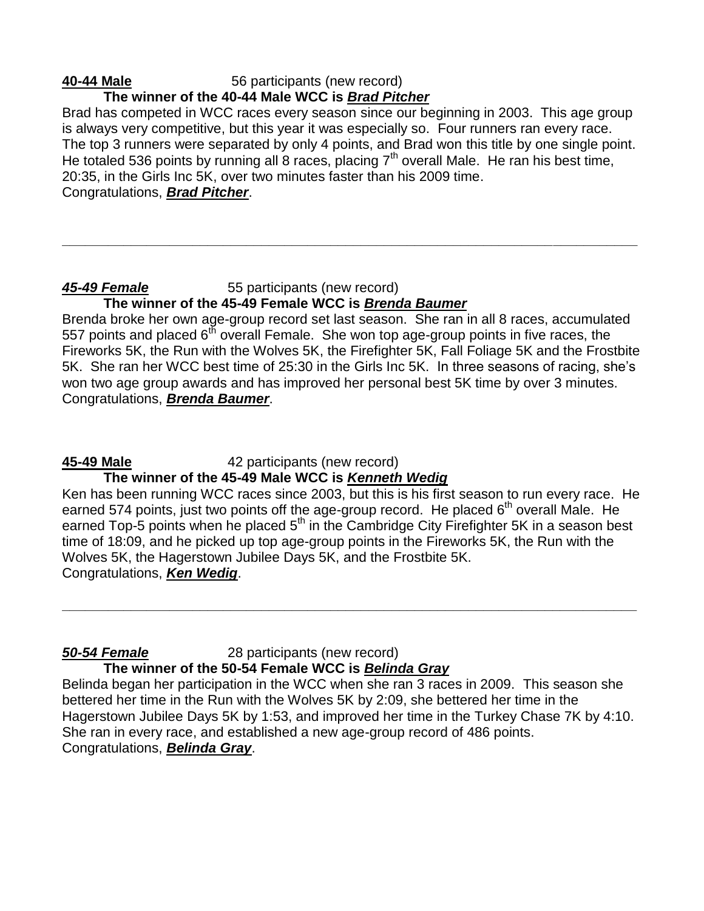**40-44 Male** 56 participants (new record)

**The winner of the 40-44 Male WCC is *Brad Pitcher***

Brad has competed in WCC races every season since our beginning in 2003. This age group is always very competitive, but this year it was especially so. Four runners ran every race. The top 3 runners were separated by only 4 points, and Brad won this title by one single point. He totaled 536 points by running all 8 races, placing 7th overall Male. He ran his best time, 20:35, in the Girls Inc 5K, over two minutes faster than his 2009 time.
Congratulations, ***Brad Pitcher***.

---

***45-49 Female*** 55 participants (new record)

**The winner of the 45-49 Female WCC is *Brenda Baumer***

Brenda broke her own age-group record set last season. She ran in all 8 races, accumulated 557 points and placed 6th overall Female. She won top age-group points in five races, the Fireworks 5K, the Run with the Wolves 5K, the Firefighter 5K, Fall Foliage 5K and the Frostbite 5K. She ran her WCC best time of 25:30 in the Girls Inc 5K. In three seasons of racing, she's won two age group awards and has improved her personal best 5K time by over 3 minutes.
Congratulations, ***Brenda Baumer***.

**45-49 Male** 42 participants (new record)

**The winner of the 45-49 Male WCC is *Kenneth Wedig***

Ken has been running WCC races since 2003, but this is his first season to run every race. He earned 574 points, just two points off the age-group record. He placed 6th overall Male. He earned Top-5 points when he placed 5th in the Cambridge City Firefighter 5K in a season best time of 18:09, and he picked up top age-group points in the Fireworks 5K, the Run with the Wolves 5K, the Hagerstown Jubilee Days 5K, and the Frostbite 5K.
Congratulations, ***Ken Wedig***.

---

***50-54 Female*** 28 participants (new record)

**The winner of the 50-54 Female WCC is *Belinda Gray***

Belinda began her participation in the WCC when she ran 3 races in 2009. This season she bettered her time in the Run with the Wolves 5K by 2:09, she bettered her time in the Hagerstown Jubilee Days 5K by 1:53, and improved her time in the Turkey Chase 7K by 4:10. She ran in every race, and established a new age-group record of 486 points.
Congratulations, ***Belinda Gray***.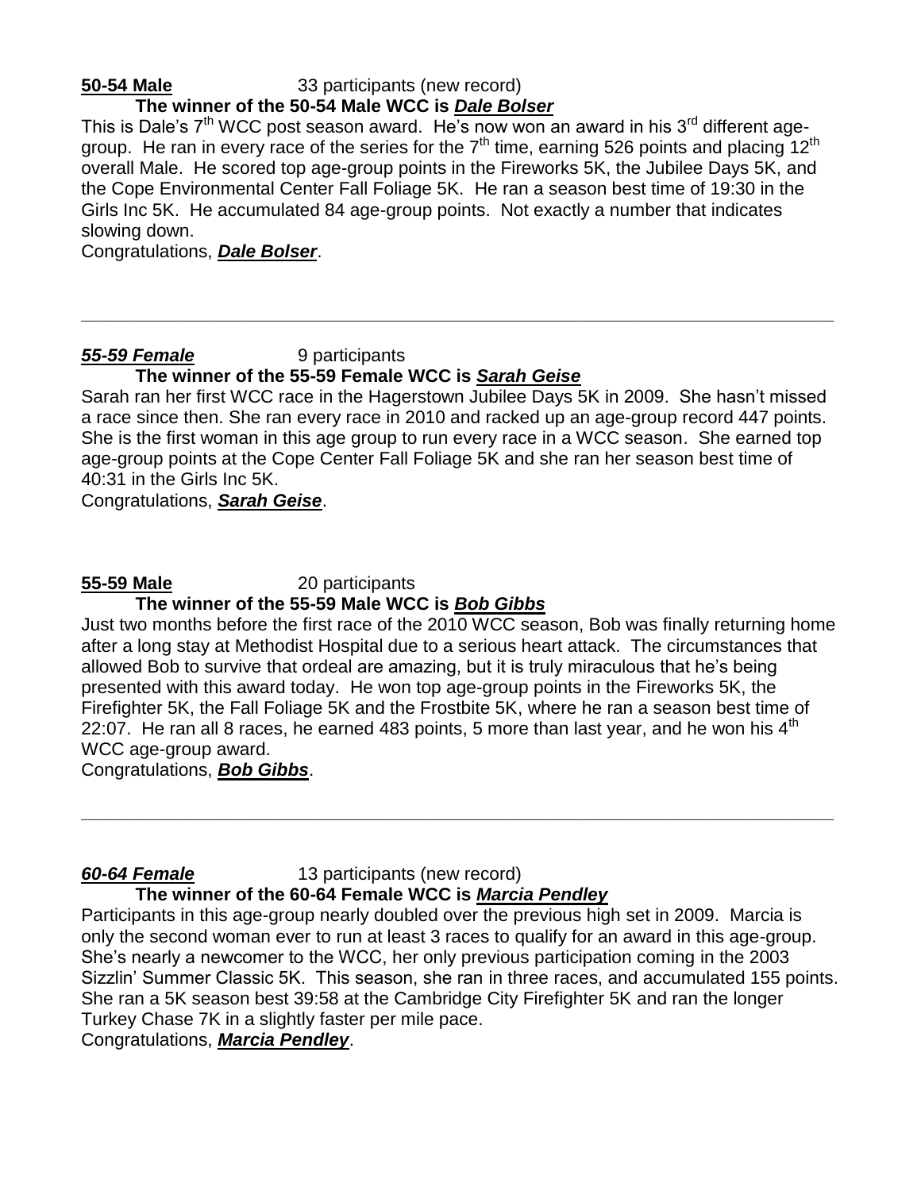**50-54 Male** 33 participants (new record)

**The winner of the 50-54 Male WCC is *Dale Bolser***

This is Dale's 7th WCC post season award. He's now won an award in his 3rd different age-group. He ran in every race of the series for the 7th time, earning 526 points and placing 12th overall Male. He scored top age-group points in the Fireworks 5K, the Jubilee Days 5K, and the Cope Environmental Center Fall Foliage 5K. He ran a season best time of 19:30 in the Girls Inc 5K. He accumulated 84 age-group points. Not exactly a number that indicates slowing down.

Congratulations, ***Dale Bolser***.

---

***55-59 Female*** 9 participants

**The winner of the 55-59 Female WCC is *Sarah Geise***

Sarah ran her first WCC race in the Hagerstown Jubilee Days 5K in 2009. She hasn't missed a race since then. She ran every race in 2010 and racked up an age-group record 447 points. She is the first woman in this age group to run every race in a WCC season. She earned top age-group points at the Cope Center Fall Foliage 5K and she ran her season best time of 40:31 in the Girls Inc 5K.

Congratulations, ***Sarah Geise***.

**55-59 Male** 20 participants

**The winner of the 55-59 Male WCC is *Bob Gibbs***

Just two months before the first race of the 2010 WCC season, Bob was finally returning home after a long stay at Methodist Hospital due to a serious heart attack. The circumstances that allowed Bob to survive that ordeal are amazing, but it is truly miraculous that he's being presented with this award today. He won top age-group points in the Fireworks 5K, the Firefighter 5K, the Fall Foliage 5K and the Frostbite 5K, where he ran a season best time of 22:07. He ran all 8 races, he earned 483 points, 5 more than last year, and he won his 4th WCC age-group award.

Congratulations, ***Bob Gibbs***.

---

***60-64 Female*** 13 participants (new record)

**The winner of the 60-64 Female WCC is *Marcia Pendley***

Participants in this age-group nearly doubled over the previous high set in 2009. Marcia is only the second woman ever to run at least 3 races to qualify for an award in this age-group. She's nearly a newcomer to the WCC, her only previous participation coming in the 2003 Sizzlin' Summer Classic 5K. This season, she ran in three races, and accumulated 155 points. She ran a 5K season best 39:58 at the Cambridge City Firefighter 5K and ran the longer Turkey Chase 7K in a slightly faster per mile pace.

Congratulations, ***Marcia Pendley***.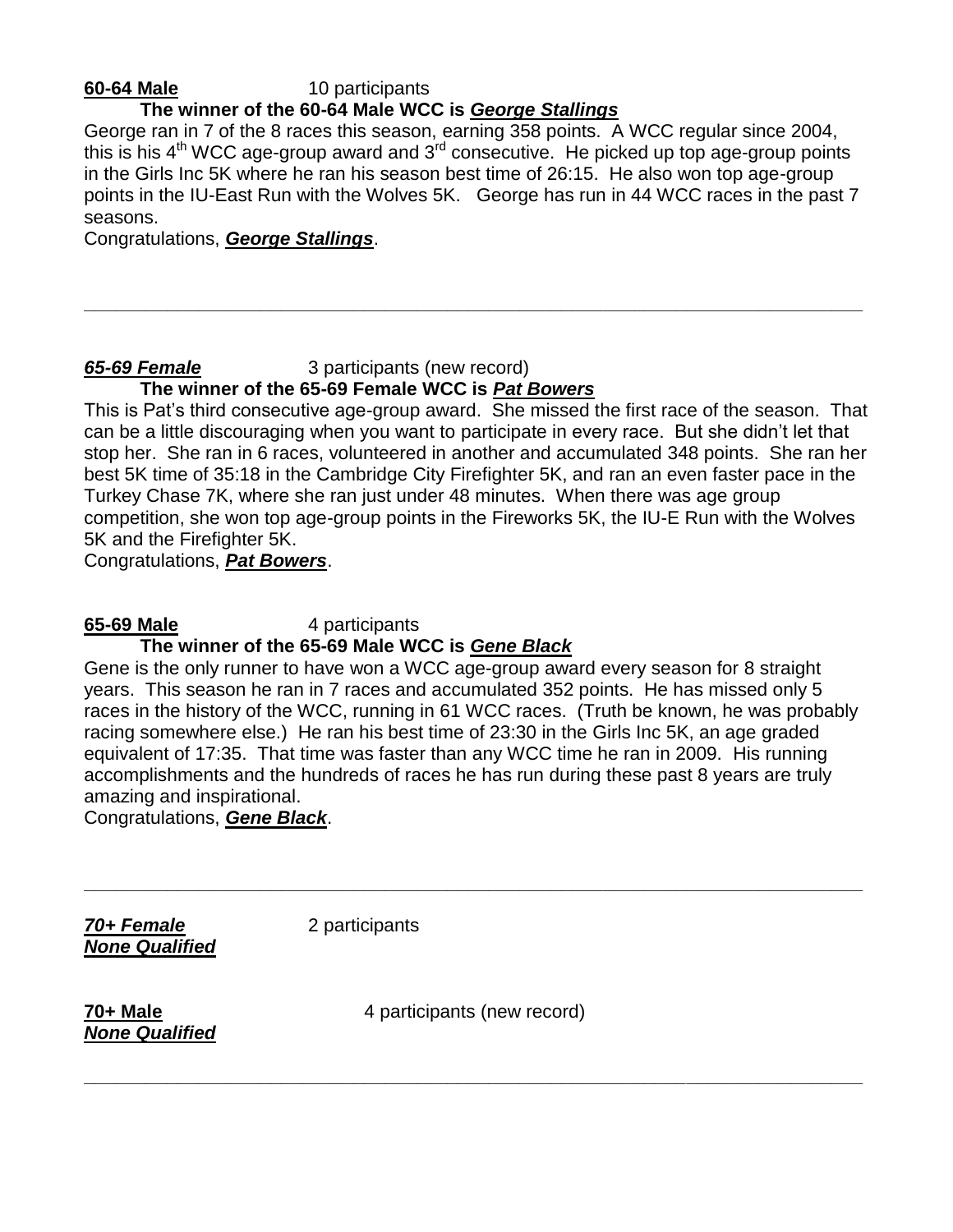**60-64 Male** 10 participants

**The winner of the 60-64 Male WCC is *George Stallings***

George ran in 7 of the 8 races this season, earning 358 points. A WCC regular since 2004, this is his 4th WCC age-group award and 3rd consecutive. He picked up top age-group points in the Girls Inc 5K where he ran his season best time of 26:15. He also won top age-group points in the IU-East Run with the Wolves 5K. George has run in 44 WCC races in the past 7 seasons.

Congratulations, ***George Stallings***.

---

***65-69 Female*** 3 participants (new record)

**The winner of the 65-69 Female WCC is *Pat Bowers***

This is Pat's third consecutive age-group award. She missed the first race of the season. That can be a little discouraging when you want to participate in every race. But she didn't let that stop her. She ran in 6 races, volunteered in another and accumulated 348 points. She ran her best 5K time of 35:18 in the Cambridge City Firefighter 5K, and ran an even faster pace in the Turkey Chase 7K, where she ran just under 48 minutes. When there was age group competition, she won top age-group points in the Fireworks 5K, the IU-E Run with the Wolves 5K and the Firefighter 5K.

Congratulations, ***Pat Bowers***.

**65-69 Male** 4 participants

**The winner of the 65-69 Male WCC is *Gene Black***

Gene is the only runner to have won a WCC age-group award every season for 8 straight years. This season he ran in 7 races and accumulated 352 points. He has missed only 5 races in the history of the WCC, running in 61 WCC races. (Truth be known, he was probably racing somewhere else.) He ran his best time of 23:30 in the Girls Inc 5K, an age graded equivalent of 17:35. That time was faster than any WCC time he ran in 2009. His running accomplishments and the hundreds of races he has run during these past 8 years are truly amazing and inspirational.

Congratulations, ***Gene Black***.

---

***70+ Female*** 2 participants

***None Qualified***

**70+ Male** 4 participants (new record)

***None Qualified***

---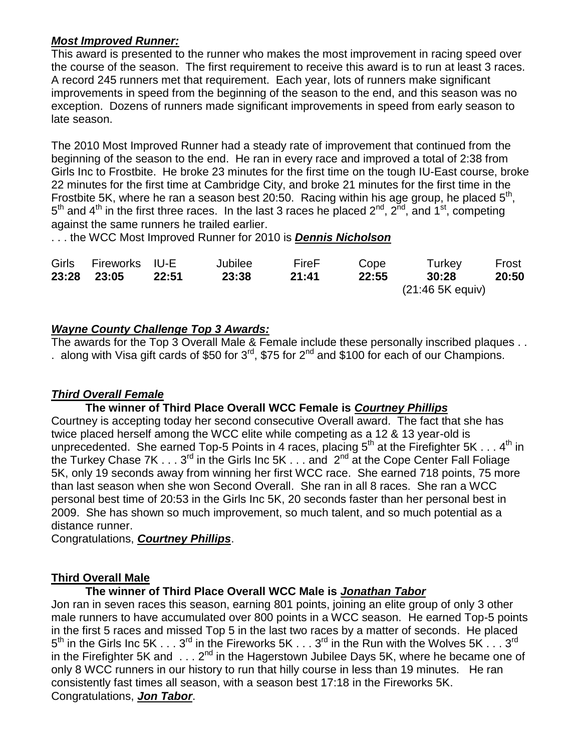***Most Improved Runner:***

This award is presented to the runner who makes the most improvement in racing speed over the course of the season. The first requirement to receive this award is to run at least 3 races. A record 245 runners met that requirement. Each year, lots of runners make significant improvements in speed from the beginning of the season to the end, and this season was no exception. Dozens of runners made significant improvements in speed from early season to late season.

The 2010 Most Improved Runner had a steady rate of improvement that continued from the beginning of the season to the end. He ran in every race and improved a total of 2:38 from Girls Inc to Frostbite. He broke 23 minutes for the first time on the tough IU-East course, broke 22 minutes for the first time at Cambridge City, and broke 21 minutes for the first time in the Frostbite 5K, where he ran a season best 20:50. Racing within his age group, he placed 5th, 5th and 4th in the first three races. In the last 3 races he placed 2nd, 2nd, and 1st, competing against the same runners he trailed earlier.

. . . the WCC Most Improved Runner for 2010 is ***Dennis Nicholson***

| Girls | Fireworks | IU-E | Jubilee | FireF | Cope | Turkey | Frost |
|---|---|---|---|---|---|---|---|
| **23:28** | **23:05** | **22:51** | **23:38** | **21:41** | **22:55** | **30:28** (21:46 5K equiv) | **20:50** |

***Wayne County Challenge Top 3 Awards:***

The awards for the Top 3 Overall Male & Female include these personally inscribed plaques . . . along with Visa gift cards of \$50 for 3rd, \$75 for 2nd and \$100 for each of our Champions.

***Third Overall Female***

**The winner of Third Place Overall WCC Female is *Courtney Phillips***

Courtney is accepting today her second consecutive Overall award. The fact that she has twice placed herself among the WCC elite while competing as a 12 & 13 year-old is unprecedented. She earned Top-5 Points in 4 races, placing 5th at the Firefighter 5K . . . 4th in the Turkey Chase 7K . . . 3rd in the Girls Inc 5K . . . and 2nd at the Cope Center Fall Foliage 5K, only 19 seconds away from winning her first WCC race. She earned 718 points, 75 more than last season when she won Second Overall. She ran in all 8 races. She ran a WCC personal best time of 20:53 in the Girls Inc 5K, 20 seconds faster than her personal best in 2009. She has shown so much improvement, so much talent, and so much potential as a distance runner.

Congratulations, ***Courtney Phillips***.

**Third Overall Male**

**The winner of Third Place Overall WCC Male is *Jonathan Tabor***

Jon ran in seven races this season, earning 801 points, joining an elite group of only 3 other male runners to have accumulated over 800 points in a WCC season. He earned Top-5 points in the first 5 races and missed Top 5 in the last two races by a matter of seconds. He placed 5th in the Girls Inc 5K . . . 3rd in the Fireworks 5K . . . 3rd in the Run with the Wolves 5K . . . 3rd in the Firefighter 5K and . . . 2nd in the Hagerstown Jubilee Days 5K, where he became one of only 8 WCC runners in our history to run that hilly course in less than 19 minutes. He ran consistently fast times all season, with a season best 17:18 in the Fireworks 5K.

Congratulations, ***Jon Tabor***.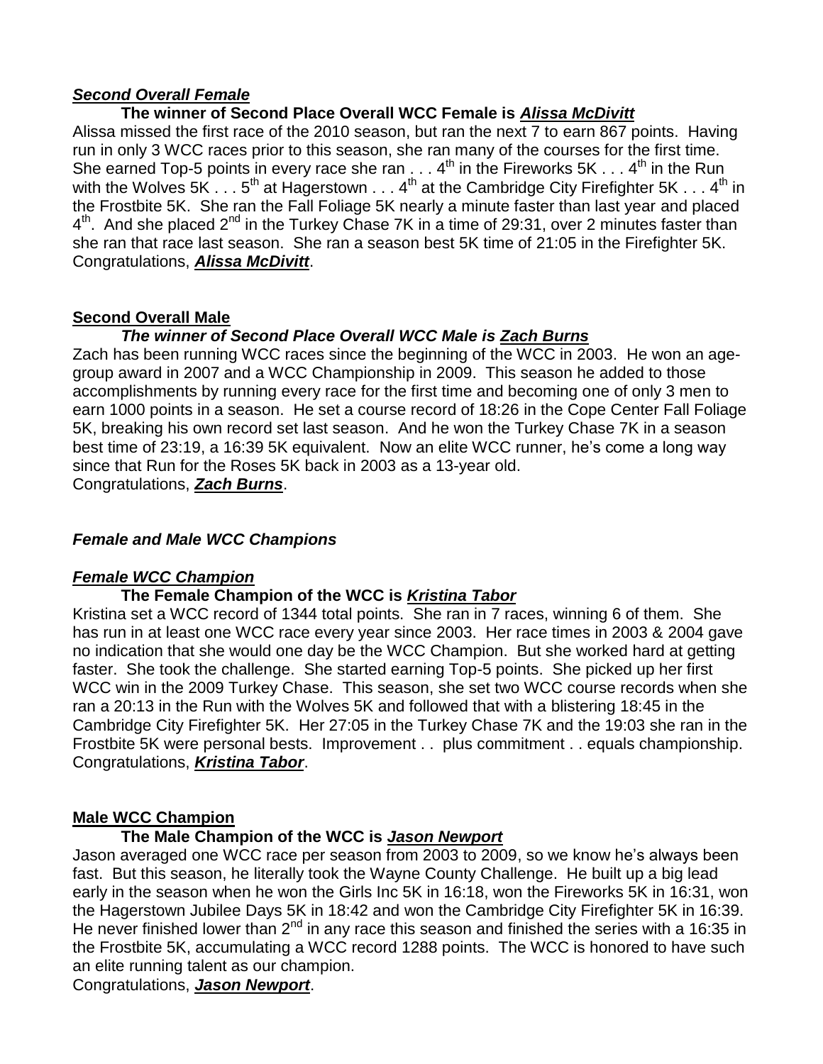### ***Second Overall Female***

**The winner of Second Place Overall WCC Female is *Alissa McDivitt***

Alissa missed the first race of the 2010 season, but ran the next 7 to earn 867 points. Having run in only 3 WCC races prior to this season, she ran many of the courses for the first time. She earned Top-5 points in every race she ran . . . 4th in the Fireworks 5K . . . 4th in the Run with the Wolves 5K . . . 5th at Hagerstown . . . 4th at the Cambridge City Firefighter 5K . . . 4th in the Frostbite 5K. She ran the Fall Foliage 5K nearly a minute faster than last year and placed 4th. And she placed 2nd in the Turkey Chase 7K in a time of 29:31, over 2 minutes faster than she ran that race last season. She ran a season best 5K time of 21:05 in the Firefighter 5K. Congratulations, ***Alissa McDivitt***.

### **Second Overall Male**

***The winner of Second Place Overall WCC Male is Zach Burns***

Zach has been running WCC races since the beginning of the WCC in 2003. He won an age-group award in 2007 and a WCC Championship in 2009. This season he added to those accomplishments by running every race for the first time and becoming one of only 3 men to earn 1000 points in a season. He set a course record of 18:26 in the Cope Center Fall Foliage 5K, breaking his own record set last season. And he won the Turkey Chase 7K in a season best time of 23:19, a 16:39 5K equivalent. Now an elite WCC runner, he's come a long way since that Run for the Roses 5K back in 2003 as a 13-year old.
Congratulations, ***Zach Burns***.

## ***Female and Male WCC Champions***

### ***Female WCC Champion***

**The Female Champion of the WCC is *Kristina Tabor***

Kristina set a WCC record of 1344 total points. She ran in 7 races, winning 6 of them. She has run in at least one WCC race every year since 2003. Her race times in 2003 & 2004 gave no indication that she would one day be the WCC Champion. But she worked hard at getting faster. She took the challenge. She started earning Top-5 points. She picked up her first WCC win in the 2009 Turkey Chase. This season, she set two WCC course records when she ran a 20:13 in the Run with the Wolves 5K and followed that with a blistering 18:45 in the Cambridge City Firefighter 5K. Her 27:05 in the Turkey Chase 7K and the 19:03 she ran in the Frostbite 5K were personal bests. Improvement . . plus commitment . . equals championship. Congratulations, ***Kristina Tabor***.

### **Male WCC Champion**

**The Male Champion of the WCC is *Jason Newport***

Jason averaged one WCC race per season from 2003 to 2009, so we know he's always been fast. But this season, he literally took the Wayne County Challenge. He built up a big lead early in the season when he won the Girls Inc 5K in 16:18, won the Fireworks 5K in 16:31, won the Hagerstown Jubilee Days 5K in 18:42 and won the Cambridge City Firefighter 5K in 16:39. He never finished lower than 2nd in any race this season and finished the series with a 16:35 in the Frostbite 5K, accumulating a WCC record 1288 points. The WCC is honored to have such an elite running talent as our champion.
Congratulations, ***Jason Newport***.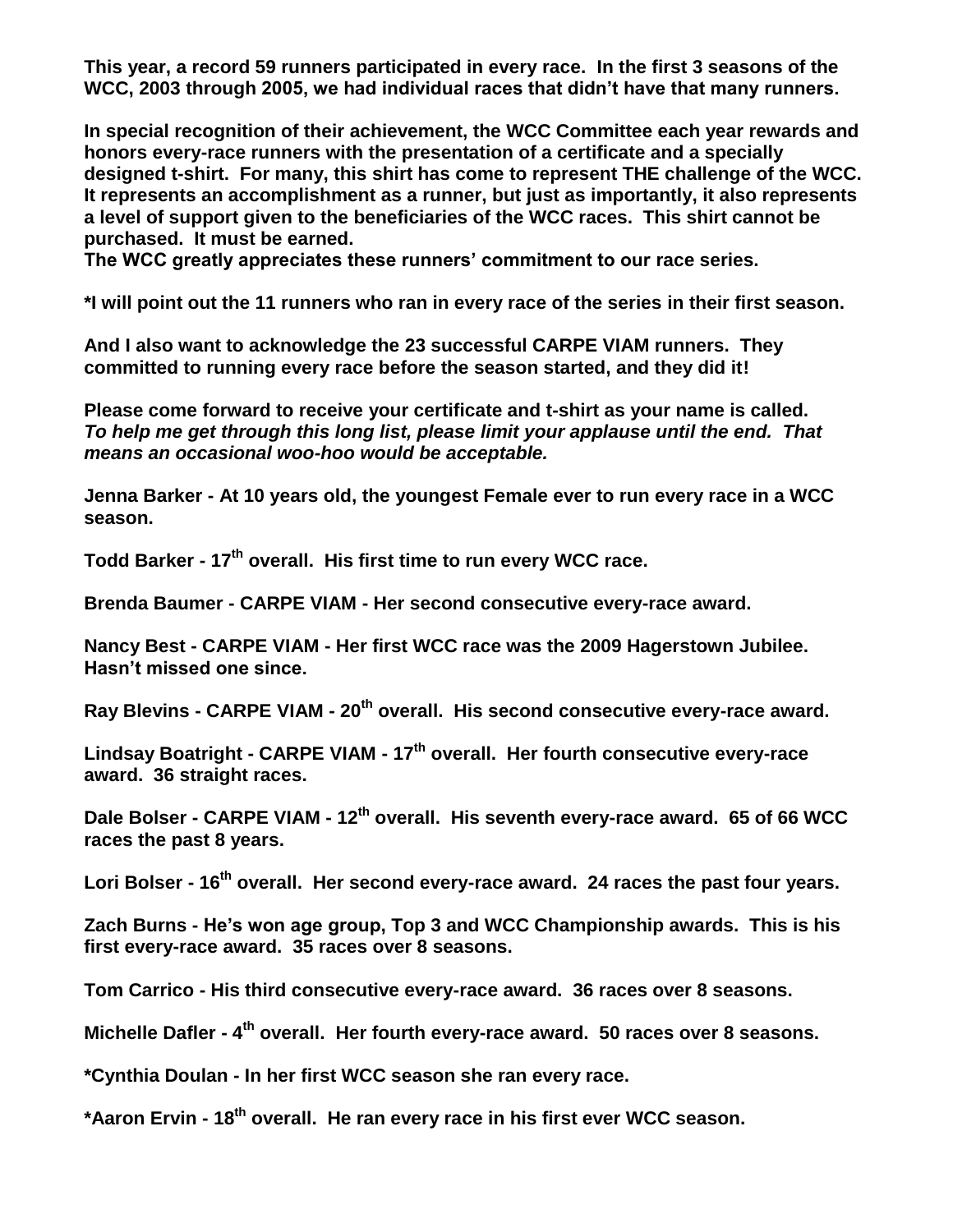**This year, a record 59 runners participated in every race. In the first 3 seasons of the WCC, 2003 through 2005, we had individual races that didn't have that many runners.**

**In special recognition of their achievement, the WCC Committee each year rewards and honors every-race runners with the presentation of a certificate and a specially designed t-shirt. For many, this shirt has come to represent THE challenge of the WCC. It represents an accomplishment as a runner, but just as importantly, it also represents a level of support given to the beneficiaries of the WCC races. This shirt cannot be purchased. It must be earned.**
**The WCC greatly appreciates these runners' commitment to our race series.**

**\*I will point out the 11 runners who ran in every race of the series in their first season.**

**And I also want to acknowledge the 23 successful CARPE VIAM runners. They committed to running every race before the season started, and they did it!**

**Please come forward to receive your certificate and t-shirt as your name is called.**
***To help me get through this long list, please limit your applause until the end. That means an occasional woo-hoo would be acceptable.***

**Jenna Barker - At 10 years old, the youngest Female ever to run every race in a WCC season.**

**Todd Barker - 17th overall. His first time to run every WCC race.**

**Brenda Baumer - CARPE VIAM - Her second consecutive every-race award.**

**Nancy Best - CARPE VIAM - Her first WCC race was the 2009 Hagerstown Jubilee. Hasn't missed one since.**

**Ray Blevins - CARPE VIAM - 20th overall. His second consecutive every-race award.**

**Lindsay Boatright - CARPE VIAM - 17th overall. Her fourth consecutive every-race award. 36 straight races.**

**Dale Bolser - CARPE VIAM - 12th overall. His seventh every-race award. 65 of 66 WCC races the past 8 years.**

**Lori Bolser - 16th overall. Her second every-race award. 24 races the past four years.**

**Zach Burns - He's won age group, Top 3 and WCC Championship awards. This is his first every-race award. 35 races over 8 seasons.**

**Tom Carrico - His third consecutive every-race award. 36 races over 8 seasons.**

**Michelle Dafler - 4th overall. Her fourth every-race award. 50 races over 8 seasons.**

**\*Cynthia Doulan - In her first WCC season she ran every race.**

**\*Aaron Ervin - 18th overall. He ran every race in his first ever WCC season.**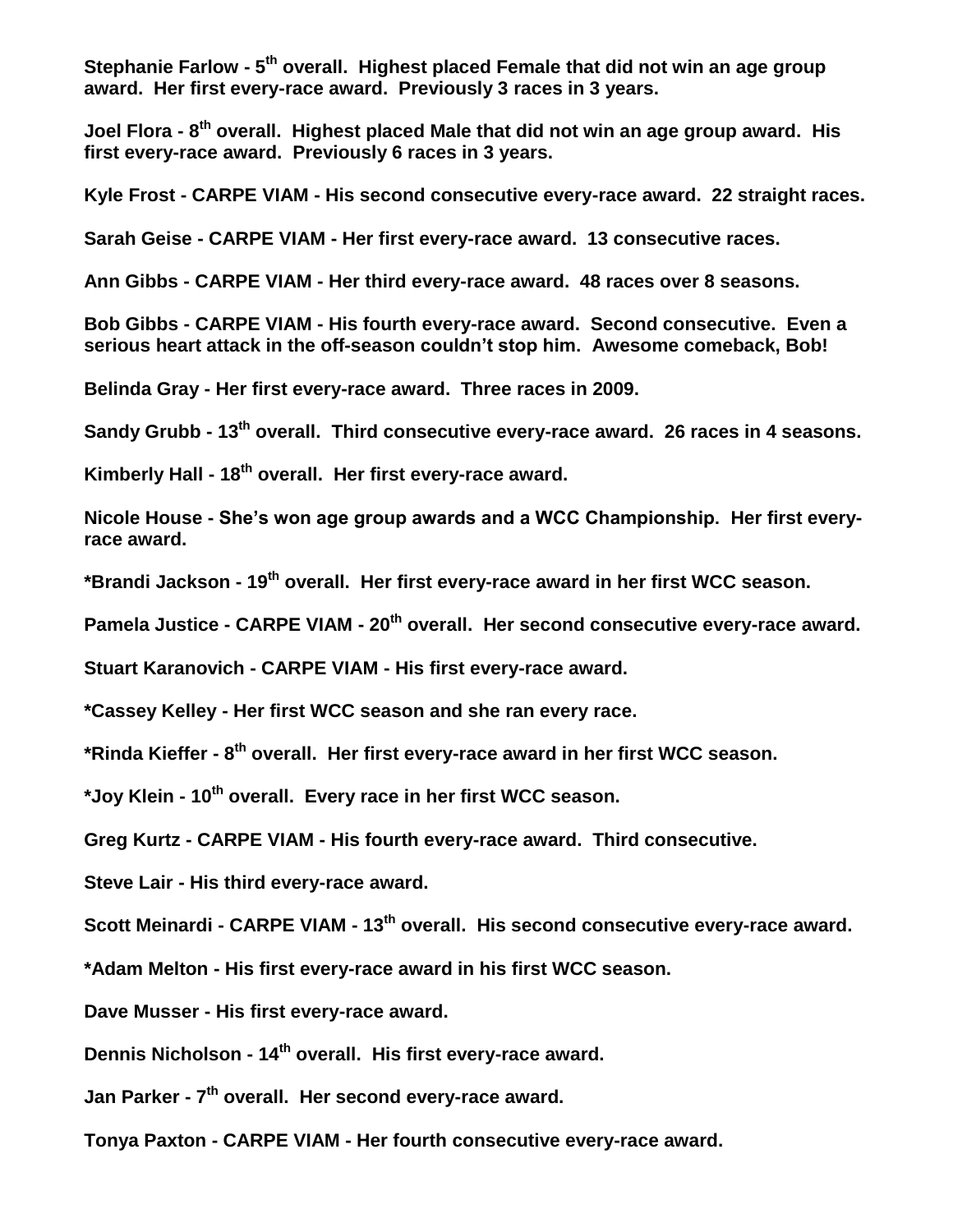**Stephanie Farlow - 5th overall. Highest placed Female that did not win an age group award. Her first every-race award. Previously 3 races in 3 years.**

**Joel Flora - 8th overall. Highest placed Male that did not win an age group award. His first every-race award. Previously 6 races in 3 years.**

**Kyle Frost - CARPE VIAM - His second consecutive every-race award. 22 straight races.**

**Sarah Geise - CARPE VIAM - Her first every-race award. 13 consecutive races.**

**Ann Gibbs - CARPE VIAM - Her third every-race award. 48 races over 8 seasons.**

**Bob Gibbs - CARPE VIAM - His fourth every-race award. Second consecutive. Even a serious heart attack in the off-season couldn't stop him. Awesome comeback, Bob!**

**Belinda Gray - Her first every-race award. Three races in 2009.**

**Sandy Grubb - 13th overall. Third consecutive every-race award. 26 races in 4 seasons.**

**Kimberly Hall - 18th overall. Her first every-race award.**

**Nicole House - She's won age group awards and a WCC Championship. Her first every-race award.**

**\*Brandi Jackson - 19th overall. Her first every-race award in her first WCC season.**

**Pamela Justice - CARPE VIAM - 20th overall. Her second consecutive every-race award.**

**Stuart Karanovich - CARPE VIAM - His first every-race award.**

**\*Cassey Kelley - Her first WCC season and she ran every race.**

**\*Rinda Kieffer - 8th overall. Her first every-race award in her first WCC season.**

**\*Joy Klein - 10th overall. Every race in her first WCC season.**

**Greg Kurtz - CARPE VIAM - His fourth every-race award. Third consecutive.**

**Steve Lair - His third every-race award.**

**Scott Meinardi - CARPE VIAM - 13th overall. His second consecutive every-race award.**

**\*Adam Melton - His first every-race award in his first WCC season.**

**Dave Musser - His first every-race award.**

**Dennis Nicholson - 14th overall. His first every-race award.**

**Jan Parker - 7th overall. Her second every-race award.**

**Tonya Paxton - CARPE VIAM - Her fourth consecutive every-race award.**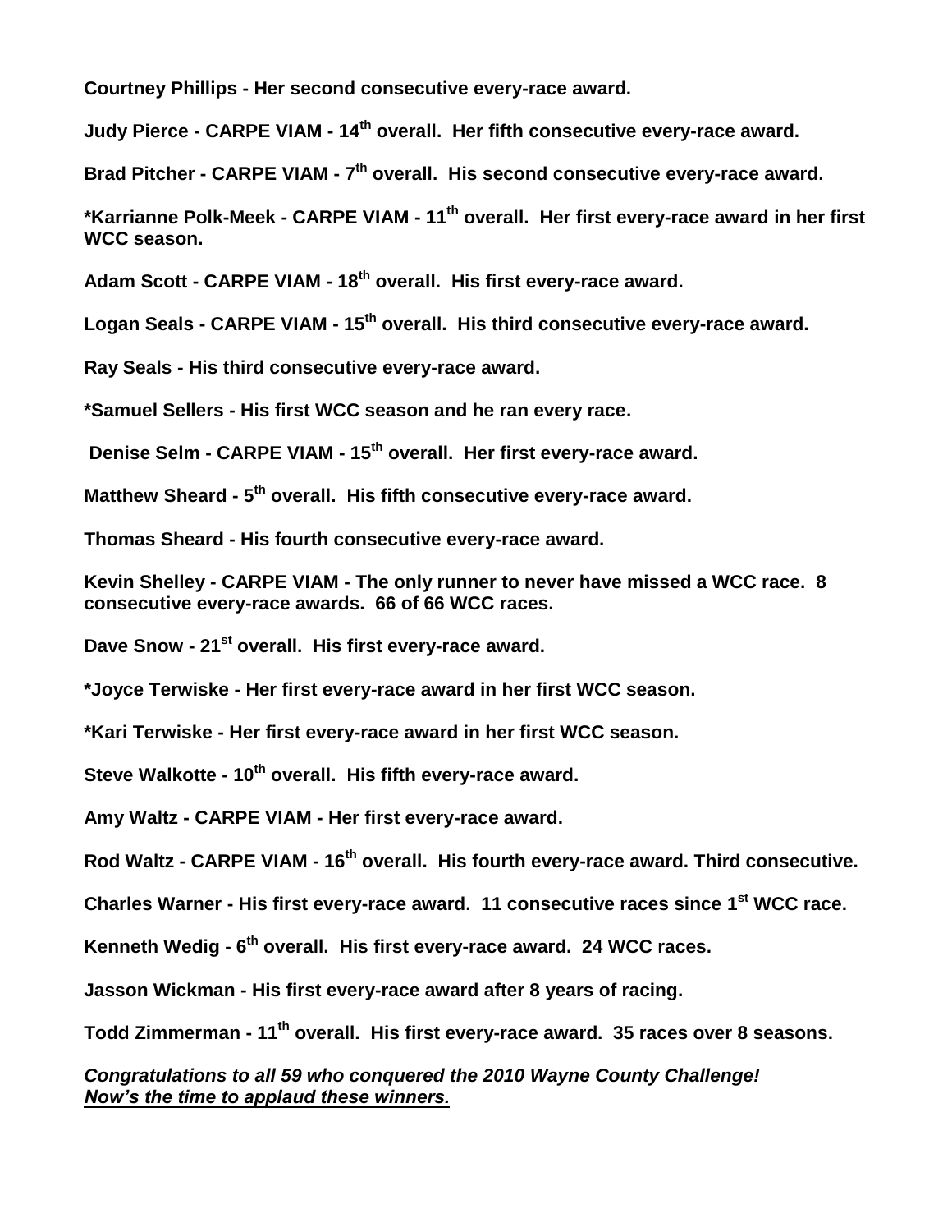**Courtney Phillips - Her second consecutive every-race award.**

**Judy Pierce - CARPE VIAM - 14th overall. Her fifth consecutive every-race award.**

**Brad Pitcher - CARPE VIAM - 7th overall. His second consecutive every-race award.**

**\*Karrianne Polk-Meek - CARPE VIAM - 11th overall. Her first every-race award in her first WCC season.**

**Adam Scott - CARPE VIAM - 18th overall. His first every-race award.**

**Logan Seals - CARPE VIAM - 15th overall. His third consecutive every-race award.**

**Ray Seals - His third consecutive every-race award.**

**\*Samuel Sellers - His first WCC season and he ran every race.**

**Denise Selm - CARPE VIAM - 15th overall. Her first every-race award.**

**Matthew Sheard - 5th overall. His fifth consecutive every-race award.**

**Thomas Sheard - His fourth consecutive every-race award.**

**Kevin Shelley - CARPE VIAM - The only runner to never have missed a WCC race. 8 consecutive every-race awards. 66 of 66 WCC races.**

**Dave Snow - 21st overall. His first every-race award.**

**\*Joyce Terwiske - Her first every-race award in her first WCC season.**

**\*Kari Terwiske - Her first every-race award in her first WCC season.**

**Steve Walkotte - 10th overall. His fifth every-race award.**

**Amy Waltz - CARPE VIAM - Her first every-race award.**

**Rod Waltz - CARPE VIAM - 16th overall. His fourth every-race award. Third consecutive.**

**Charles Warner - His first every-race award. 11 consecutive races since 1st WCC race.**

**Kenneth Wedig - 6th overall. His first every-race award. 24 WCC races.**

**Jasson Wickman - His first every-race award after 8 years of racing.**

**Todd Zimmerman - 11th overall. His first every-race award. 35 races over 8 seasons.**

***Congratulations to all 59 who conquered the 2010 Wayne County Challenge!***
***Now's the time to applaud these winners.***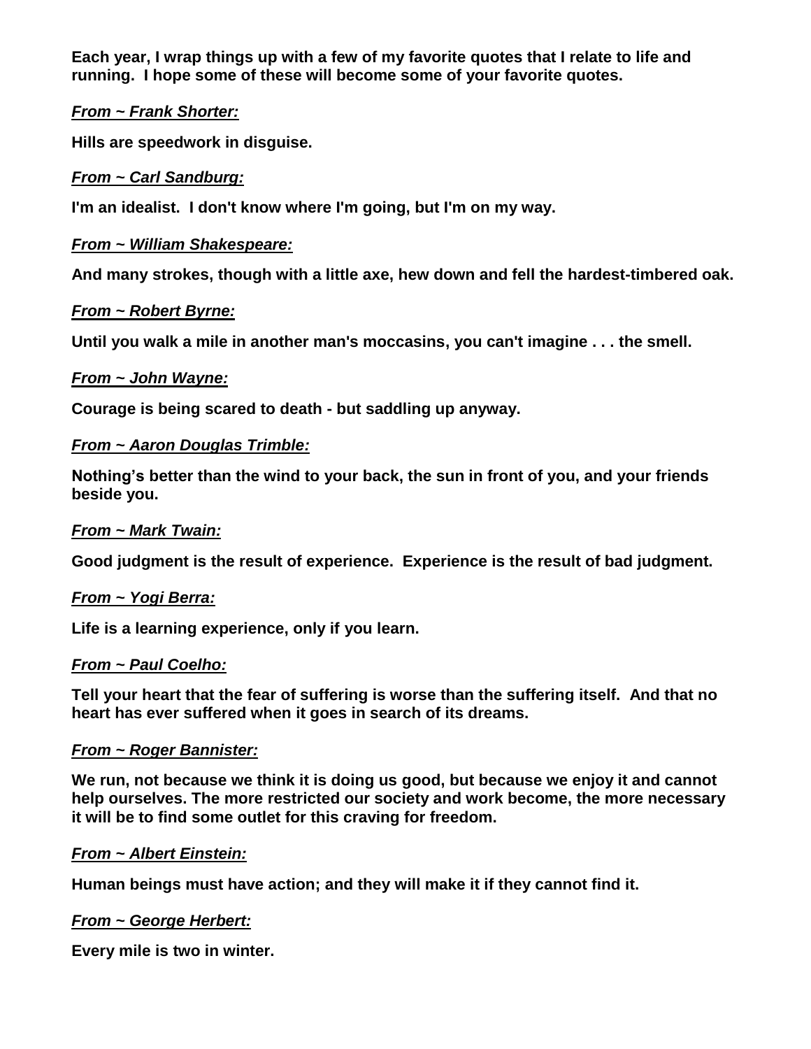**Each year, I wrap things up with a few of my favorite quotes that I relate to life and running. I hope some of these will become some of your favorite quotes.**

***From ~ Frank Shorter:***

**Hills are speedwork in disguise.**

***From ~ Carl Sandburg:***

**I'm an idealist. I don't know where I'm going, but I'm on my way.**

***From ~ William Shakespeare:***

**And many strokes, though with a little axe, hew down and fell the hardest-timbered oak.**

***From ~ Robert Byrne:***

**Until you walk a mile in another man's moccasins, you can't imagine . . . the smell.**

***From ~ John Wayne:***

**Courage is being scared to death - but saddling up anyway.**

***From ~ Aaron Douglas Trimble:***

**Nothing's better than the wind to your back, the sun in front of you, and your friends beside you.**

***From ~ Mark Twain:***

**Good judgment is the result of experience. Experience is the result of bad judgment.**

***From ~ Yogi Berra:***

**Life is a learning experience, only if you learn.**

***From ~ Paul Coelho:***

**Tell your heart that the fear of suffering is worse than the suffering itself. And that no heart has ever suffered when it goes in search of its dreams.**

***From ~ Roger Bannister:***

**We run, not because we think it is doing us good, but because we enjoy it and cannot help ourselves. The more restricted our society and work become, the more necessary it will be to find some outlet for this craving for freedom.**

***From ~ Albert Einstein:***

**Human beings must have action; and they will make it if they cannot find it.**

***From ~ George Herbert:***

**Every mile is two in winter.**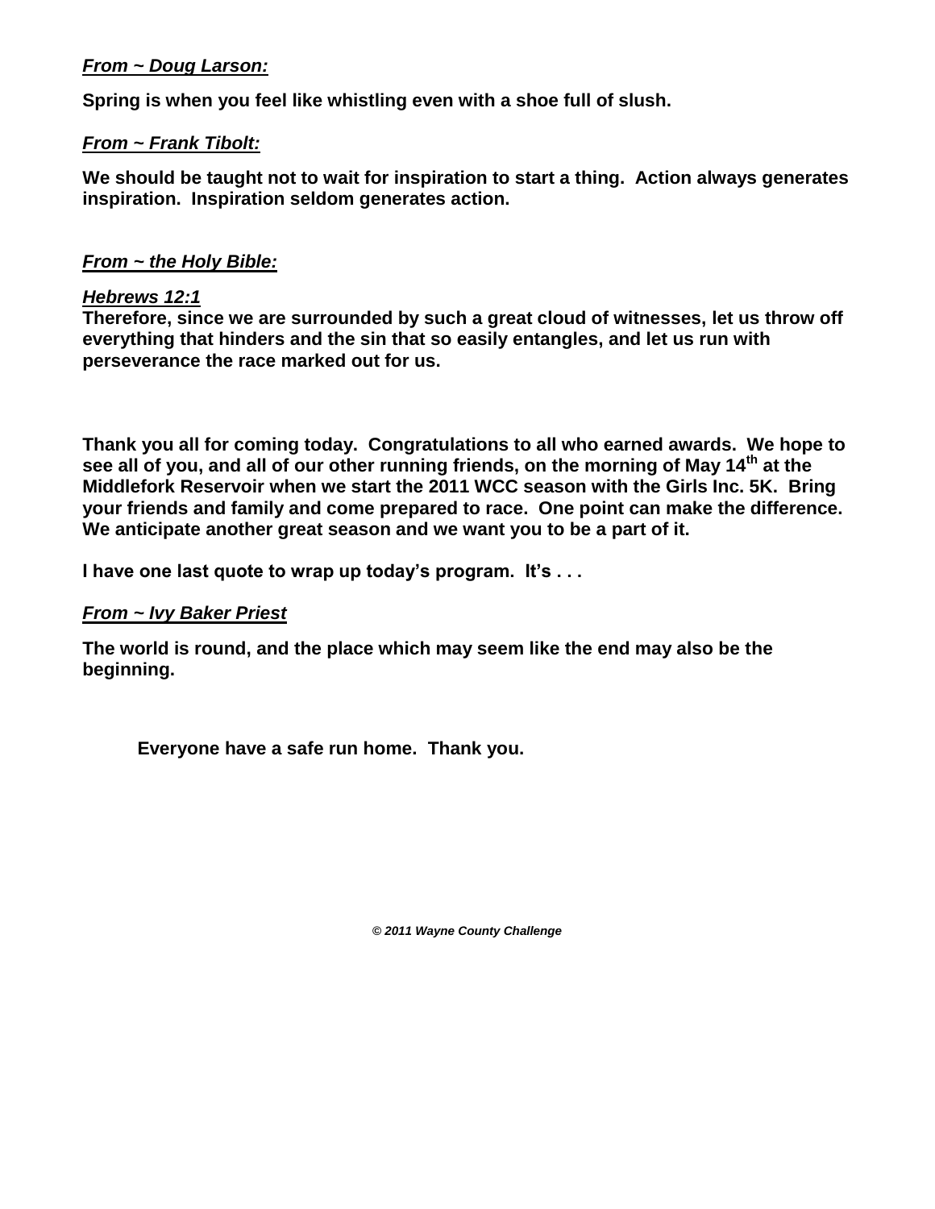***From ~ Doug Larson:***

**Spring is when you feel like whistling even with a shoe full of slush.**

***From ~ Frank Tibolt:***

**We should be taught not to wait for inspiration to start a thing. Action always generates inspiration. Inspiration seldom generates action.**

***From ~ the Holy Bible:***

***Hebrews 12:1***
**Therefore, since we are surrounded by such a great cloud of witnesses, let us throw off everything that hinders and the sin that so easily entangles, and let us run with perseverance the race marked out for us.**

**Thank you all for coming today. Congratulations to all who earned awards. We hope to see all of you, and all of our other running friends, on the morning of May 14th at the Middlefork Reservoir when we start the 2011 WCC season with the Girls Inc. 5K. Bring your friends and family and come prepared to race. One point can make the difference. We anticipate another great season and we want you to be a part of it.**

**I have one last quote to wrap up today's program. It's . . .**

***From ~ Ivy Baker Priest***

**The world is round, and the place which may seem like the end may also be the beginning.**

**Everyone have a safe run home. Thank you.**

***© 2011 Wayne County Challenge***